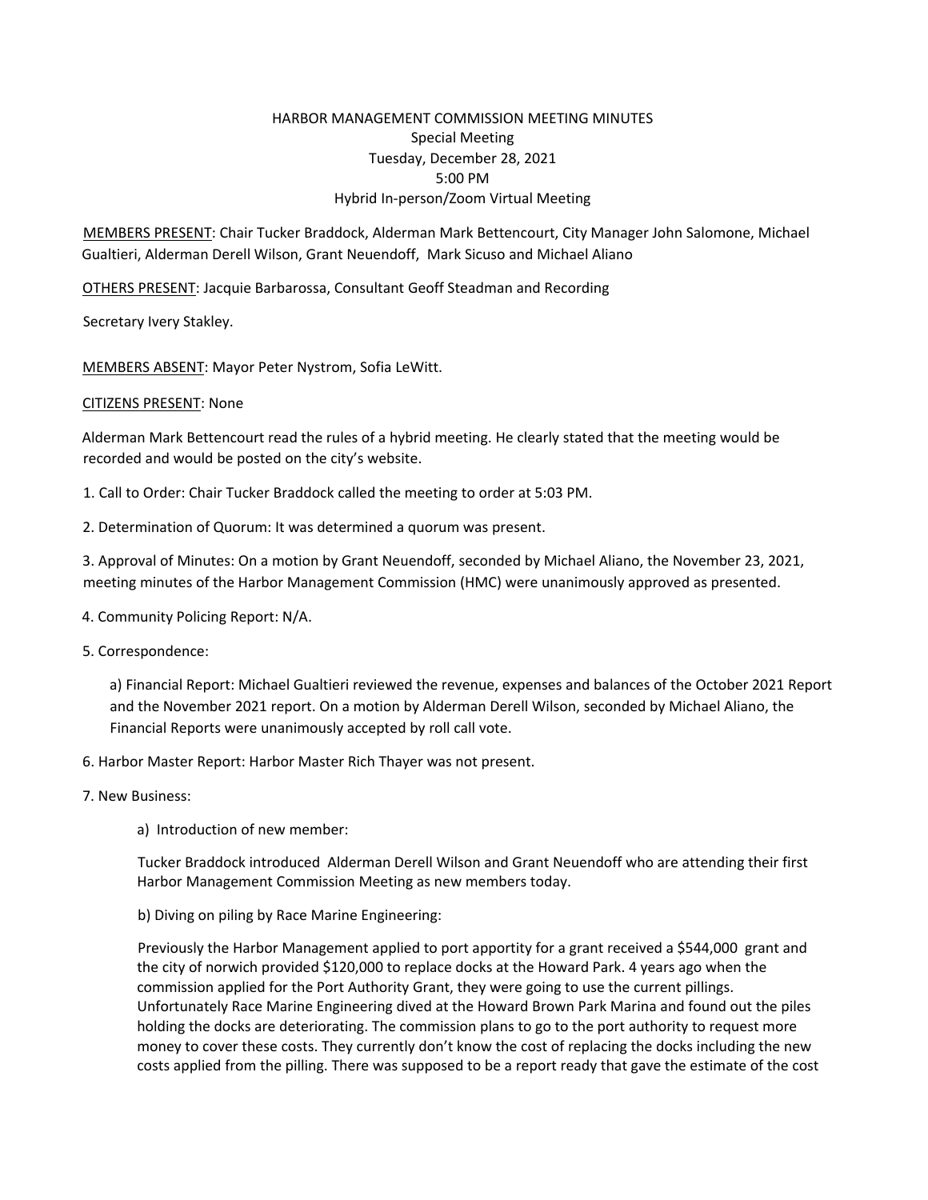# HARBOR MANAGEMENT COMMISSION MEETING MINUTES

Special Meeting
Tuesday, December 28, 2021
5:00 PM
Hybrid In-person/Zoom Virtual Meeting

MEMBERS PRESENT: Chair Tucker Braddock, Alderman Mark Bettencourt, City Manager John Salomone, Michael Gualtieri, Alderman Derell Wilson, Grant Neuendoff, Mark Sicuso and Michael Aliano

OTHERS PRESENT: Jacquie Barbarossa, Consultant Geoff Steadman and Recording

Secretary Ivery Stakley.

MEMBERS ABSENT: Mayor Peter Nystrom, Sofia LeWitt.

CITIZENS PRESENT: None

Alderman Mark Bettencourt read the rules of a hybrid meeting. He clearly stated that the meeting would be recorded and would be posted on the city's website.

1. Call to Order: Chair Tucker Braddock called the meeting to order at 5:03 PM.

2. Determination of Quorum: It was determined a quorum was present.

3. Approval of Minutes: On a motion by Grant Neuendoff, seconded by Michael Aliano, the November 23, 2021, meeting minutes of the Harbor Management Commission (HMC) were unanimously approved as presented.

4. Community Policing Report: N/A.

5. Correspondence:

   a) Financial Report: Michael Gualtieri reviewed the revenue, expenses and balances of the October 2021 Report and the November 2021 report. On a motion by Alderman Derell Wilson, seconded by Michael Aliano, the Financial Reports were unanimously accepted by roll call vote.

6. Harbor Master Report: Harbor Master Rich Thayer was not present.

7. New Business:

   a) Introduction of new member:

   Tucker Braddock introduced Alderman Derell Wilson and Grant Neuendoff who are attending their first Harbor Management Commission Meeting as new members today.

   b) Diving on piling by Race Marine Engineering:

   Previously the Harbor Management applied to port apportity for a grant received a $544,000 grant and the city of norwich provided $120,000 to replace docks at the Howard Park. 4 years ago when the commission applied for the Port Authority Grant, they were going to use the current pillings. Unfortunately Race Marine Engineering dived at the Howard Brown Park Marina and found out the piles holding the docks are deteriorating. The commission plans to go to the port authority to request more money to cover these costs. They currently don't know the cost of replacing the docks including the new costs applied from the pilling. There was supposed to be a report ready that gave the estimate of the cost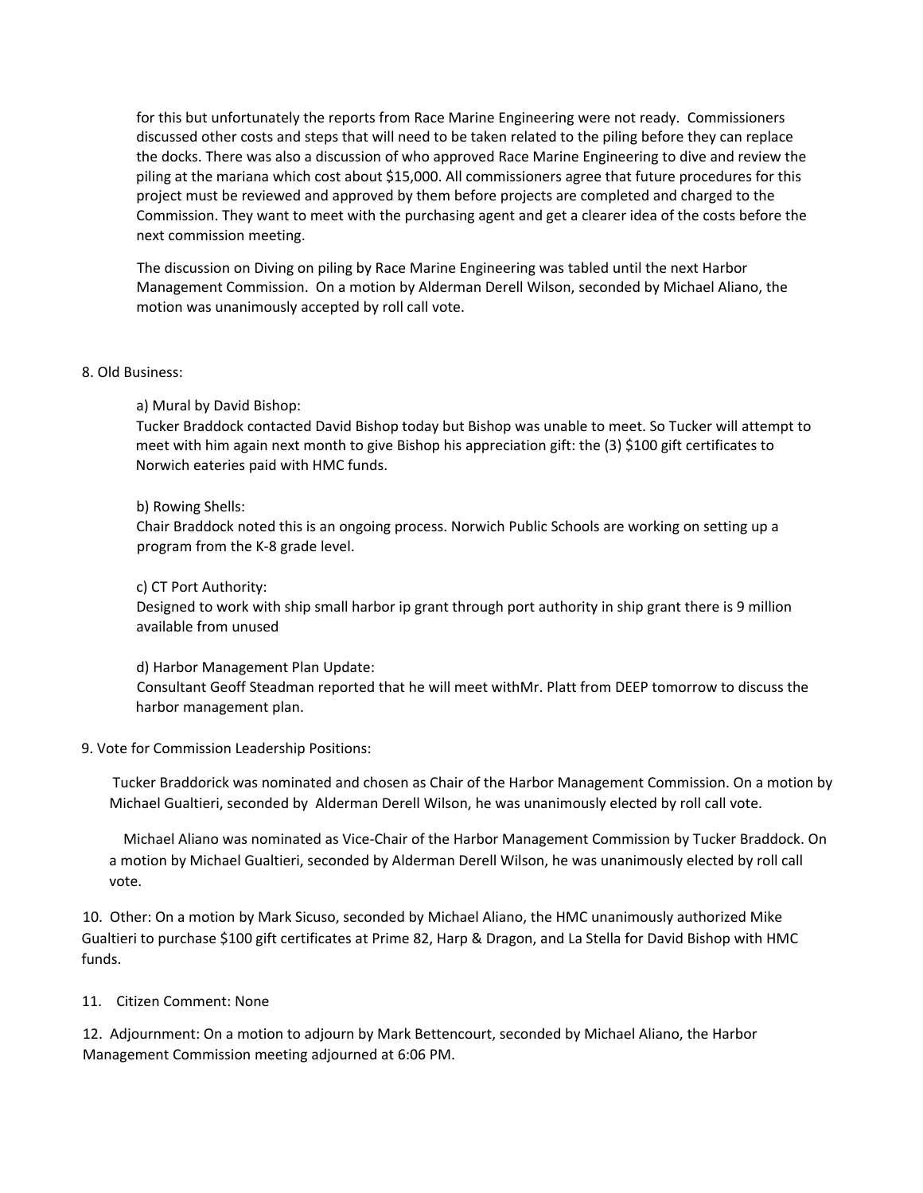for this but unfortunately the reports from Race Marine Engineering were not ready. Commissioners discussed other costs and steps that will need to be taken related to the piling before they can replace the docks. There was also a discussion of who approved Race Marine Engineering to dive and review the piling at the mariana which cost about $15,000. All commissioners agree that future procedures for this project must be reviewed and approved by them before projects are completed and charged to the Commission. They want to meet with the purchasing agent and get a clearer idea of the costs before the next commission meeting.

The discussion on Diving on piling by Race Marine Engineering was tabled until the next Harbor Management Commission. On a motion by Alderman Derell Wilson, seconded by Michael Aliano, the motion was unanimously accepted by roll call vote.

8. Old Business:

a) Mural by David Bishop:
Tucker Braddock contacted David Bishop today but Bishop was unable to meet. So Tucker will attempt to meet with him again next month to give Bishop his appreciation gift: the (3) $100 gift certificates to Norwich eateries paid with HMC funds.

b) Rowing Shells:
Chair Braddock noted this is an ongoing process. Norwich Public Schools are working on setting up a program from the K-8 grade level.

c) CT Port Authority:
Designed to work with ship small harbor ip grant through port authority in ship grant there is 9 million available from unused

d) Harbor Management Plan Update:
Consultant Geoff Steadman reported that he will meet withMr. Platt from DEEP tomorrow to discuss the harbor management plan.

9. Vote for Commission Leadership Positions:

Tucker Braddorick was nominated and chosen as Chair of the Harbor Management Commission. On a motion by Michael Gualtieri, seconded by Alderman Derell Wilson, he was unanimously elected by roll call vote.

Michael Aliano was nominated as Vice-Chair of the Harbor Management Commission by Tucker Braddock. On a motion by Michael Gualtieri, seconded by Alderman Derell Wilson, he was unanimously elected by roll call vote.

10. Other: On a motion by Mark Sicuso, seconded by Michael Aliano, the HMC unanimously authorized Mike Gualtieri to purchase $100 gift certificates at Prime 82, Harp & Dragon, and La Stella for David Bishop with HMC funds.

11. Citizen Comment: None

12. Adjournment: On a motion to adjourn by Mark Bettencourt, seconded by Michael Aliano, the Harbor Management Commission meeting adjourned at 6:06 PM.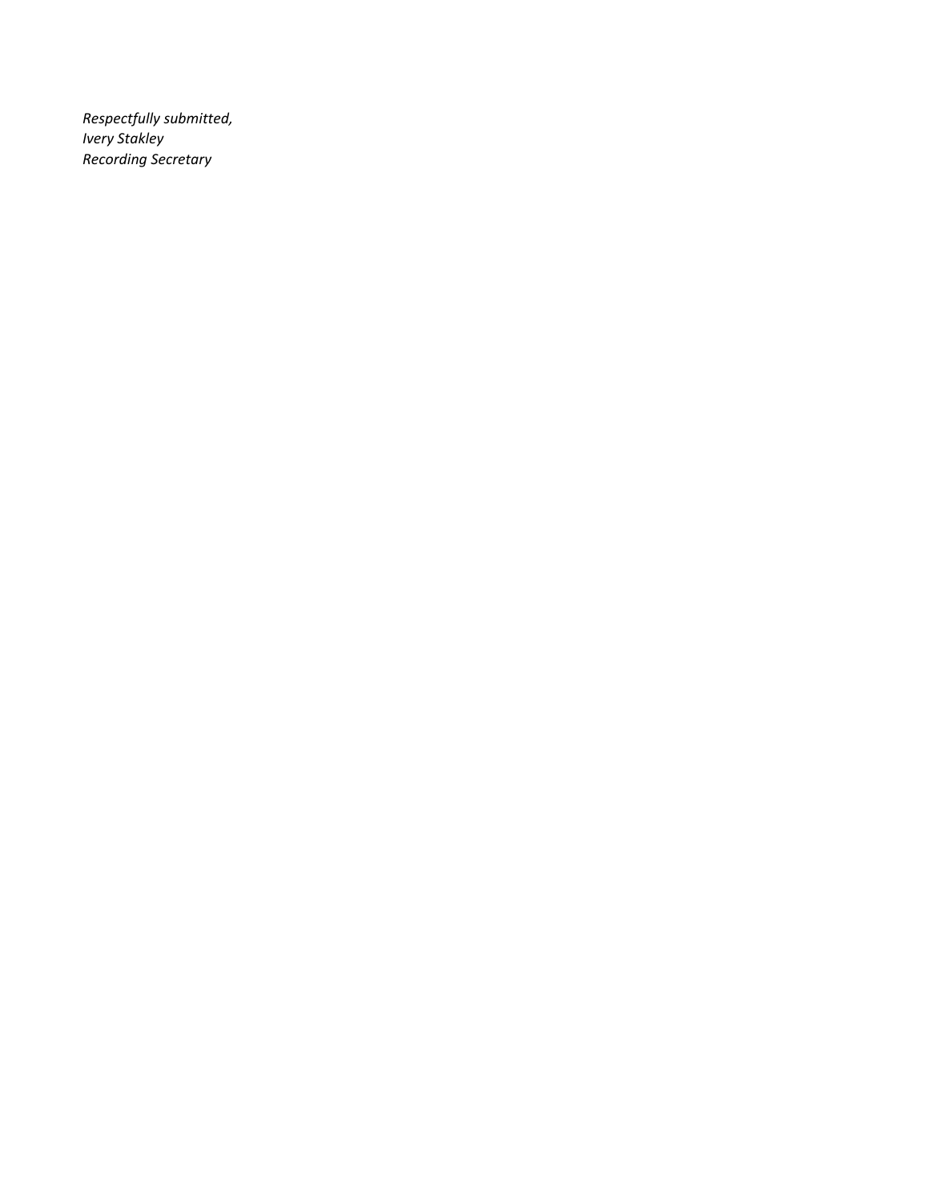*Respectfully submitted,*  
*Ivery Stakley*  
*Recording Secretary*